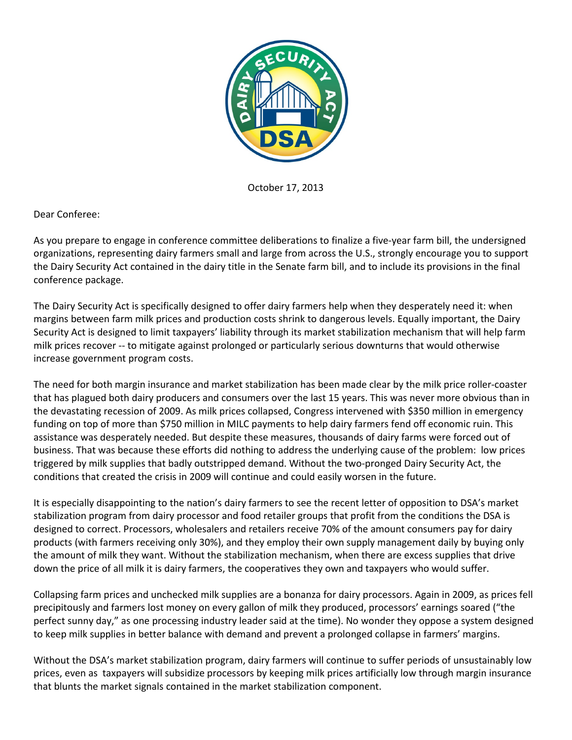October 17, 2013

Dear Conferee:

As you prepare to engage in conference committee deliberations to finalize a five-year farm bill, the undersigned organizations, representing dairy farmers small and large from across the U.S., strongly encourage you to support the Dairy Security Act contained in the dairy title in the Senate farm bill, and to include its provisions in the final conference package.

The Dairy Security Act is specifically designed to offer dairy farmers help when they desperately need it: when margins between farm milk prices and production costs shrink to dangerous levels. Equally important, the Dairy Security Act is designed to limit taxpayers' liability through its market stabilization mechanism that will help farm milk prices recover -- to mitigate against prolonged or particularly serious downturns that would otherwise increase government program costs.

The need for both margin insurance and market stabilization has been made clear by the milk price roller-coaster that has plagued both dairy producers and consumers over the last 15 years. This was never more obvious than in the devastating recession of 2009. As milk prices collapsed, Congress intervened with $350 million in emergency funding on top of more than $750 million in MILC payments to help dairy farmers fend off economic ruin. This assistance was desperately needed. But despite these measures, thousands of dairy farms were forced out of business. That was because these efforts did nothing to address the underlying cause of the problem: low prices triggered by milk supplies that badly outstripped demand. Without the two-pronged Dairy Security Act, the conditions that created the crisis in 2009 will continue and could easily worsen in the future.

It is especially disappointing to the nation's dairy farmers to see the recent letter of opposition to DSA's market stabilization program from dairy processor and food retailer groups that profit from the conditions the DSA is designed to correct. Processors, wholesalers and retailers receive 70% of the amount consumers pay for dairy products (with farmers receiving only 30%), and they employ their own supply management daily by buying only the amount of milk they want. Without the stabilization mechanism, when there are excess supplies that drive down the price of all milk it is dairy farmers, the cooperatives they own and taxpayers who would suffer.

Collapsing farm prices and unchecked milk supplies are a bonanza for dairy processors. Again in 2009, as prices fell precipitously and farmers lost money on every gallon of milk they produced, processors' earnings soared ("the perfect sunny day," as one processing industry leader said at the time). No wonder they oppose a system designed to keep milk supplies in better balance with demand and prevent a prolonged collapse in farmers' margins.

Without the DSA's market stabilization program, dairy farmers will continue to suffer periods of unsustainably low prices, even as taxpayers will subsidize processors by keeping milk prices artificially low through margin insurance that blunts the market signals contained in the market stabilization component.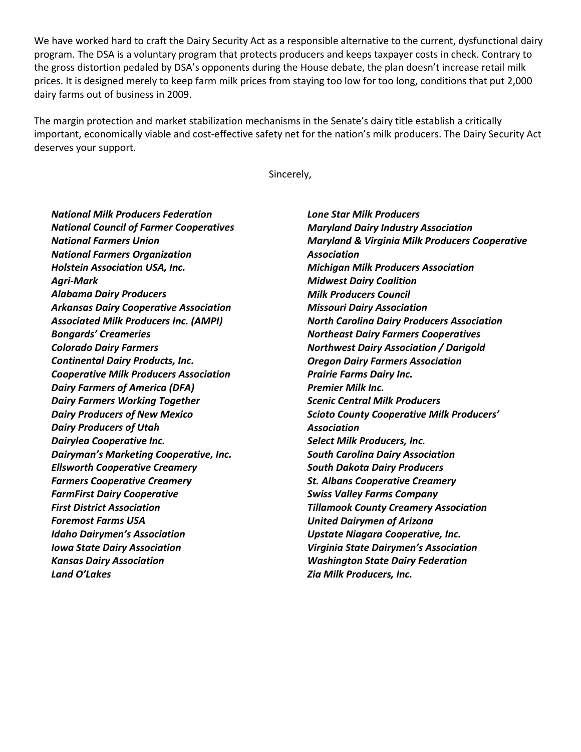We have worked hard to craft the Dairy Security Act as a responsible alternative to the current, dysfunctional dairy program. The DSA is a voluntary program that protects producers and keeps taxpayer costs in check. Contrary to the gross distortion pedaled by DSA's opponents during the House debate, the plan doesn't increase retail milk prices. It is designed merely to keep farm milk prices from staying too low for too long, conditions that put 2,000 dairy farms out of business in 2009.

The margin protection and market stabilization mechanisms in the Senate's dairy title establish a critically important, economically viable and cost-effective safety net for the nation's milk producers. The Dairy Security Act deserves your support.

Sincerely,

***National Milk Producers Federation***
***National Council of Farmer Cooperatives***
***National Farmers Union***
***National Farmers Organization***
***Holstein Association USA, Inc.***
***Agri-Mark***
***Alabama Dairy Producers***
***Arkansas Dairy Cooperative Association***
***Associated Milk Producers Inc. (AMPI)***
***Bongards' Creameries***
***Colorado Dairy Farmers***
***Continental Dairy Products, Inc.***
***Cooperative Milk Producers Association***
***Dairy Farmers of America (DFA)***
***Dairy Farmers Working Together***
***Dairy Producers of New Mexico***
***Dairy Producers of Utah***
***Dairylea Cooperative Inc.***
***Dairyman's Marketing Cooperative, Inc.***
***Ellsworth Cooperative Creamery***
***Farmers Cooperative Creamery***
***FarmFirst Dairy Cooperative***
***First District Association***
***Foremost Farms USA***
***Idaho Dairymen's Association***
***Iowa State Dairy Association***
***Kansas Dairy Association***
***Land O'Lakes***
***Lone Star Milk Producers***
***Maryland Dairy Industry Association***
***Maryland & Virginia Milk Producers Cooperative Association***
***Michigan Milk Producers Association***
***Midwest Dairy Coalition***
***Milk Producers Council***
***Missouri Dairy Association***
***North Carolina Dairy Producers Association***
***Northeast Dairy Farmers Cooperatives***
***Northwest Dairy Association / Darigold***
***Oregon Dairy Farmers Association***
***Prairie Farms Dairy Inc.***
***Premier Milk Inc.***
***Scenic Central Milk Producers***
***Scioto County Cooperative Milk Producers' Association***
***Select Milk Producers, Inc.***
***South Carolina Dairy Association***
***South Dakota Dairy Producers***
***St. Albans Cooperative Creamery***
***Swiss Valley Farms Company***
***Tillamook County Creamery Association***
***United Dairymen of Arizona***
***Upstate Niagara Cooperative, Inc.***
***Virginia State Dairymen's Association***
***Washington State Dairy Federation***
***Zia Milk Producers, Inc.***